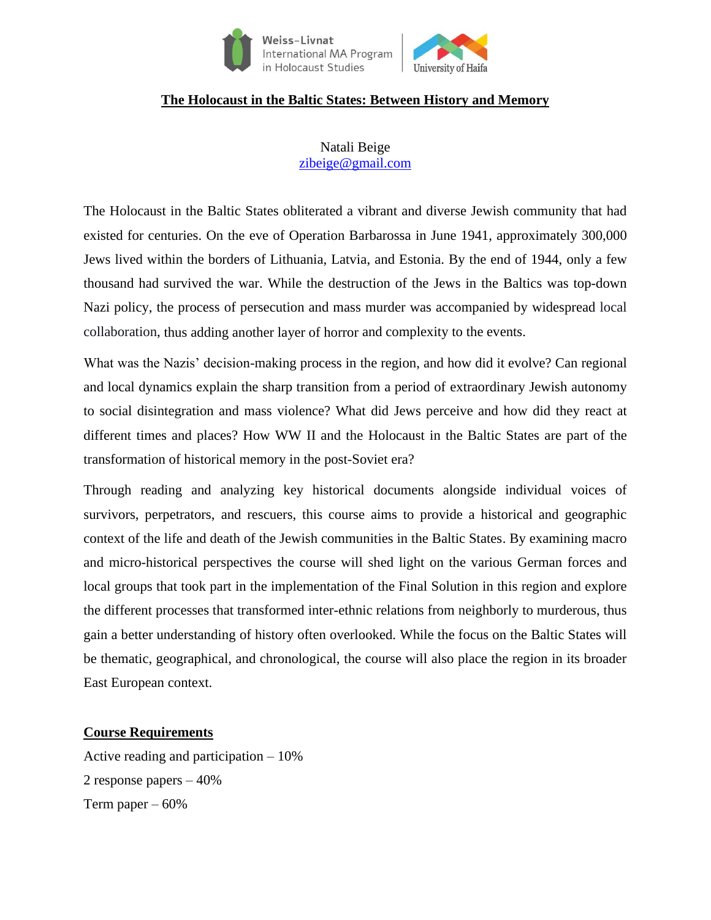Weiss-Livnat International MA Program in Holocaust Studies | University of Haifa

# The Holocaust in the Baltic States: Between History and Memory

Natali Beige
zibeige@gmail.com

The Holocaust in the Baltic States obliterated a vibrant and diverse Jewish community that had existed for centuries. On the eve of Operation Barbarossa in June 1941, approximately 300,000 Jews lived within the borders of Lithuania, Latvia, and Estonia. By the end of 1944, only a few thousand had survived the war. While the destruction of the Jews in the Baltics was top-down Nazi policy, the process of persecution and mass murder was accompanied by widespread local collaboration, thus adding another layer of horror and complexity to the events.

What was the Nazis' decision-making process in the region, and how did it evolve? Can regional and local dynamics explain the sharp transition from a period of extraordinary Jewish autonomy to social disintegration and mass violence? What did Jews perceive and how did they react at different times and places? How WW II and the Holocaust in the Baltic States are part of the transformation of historical memory in the post-Soviet era?

Through reading and analyzing key historical documents alongside individual voices of survivors, perpetrators, and rescuers, this course aims to provide a historical and geographic context of the life and death of the Jewish communities in the Baltic States. By examining macro and micro-historical perspectives the course will shed light on the various German forces and local groups that took part in the implementation of the Final Solution in this region and explore the different processes that transformed inter-ethnic relations from neighborly to murderous, thus gain a better understanding of history often overlooked. While the focus on the Baltic States will be thematic, geographical, and chronological, the course will also place the region in its broader East European context.

## Course Requirements

Active reading and participation – 10%

2 response papers – 40%

Term paper – 60%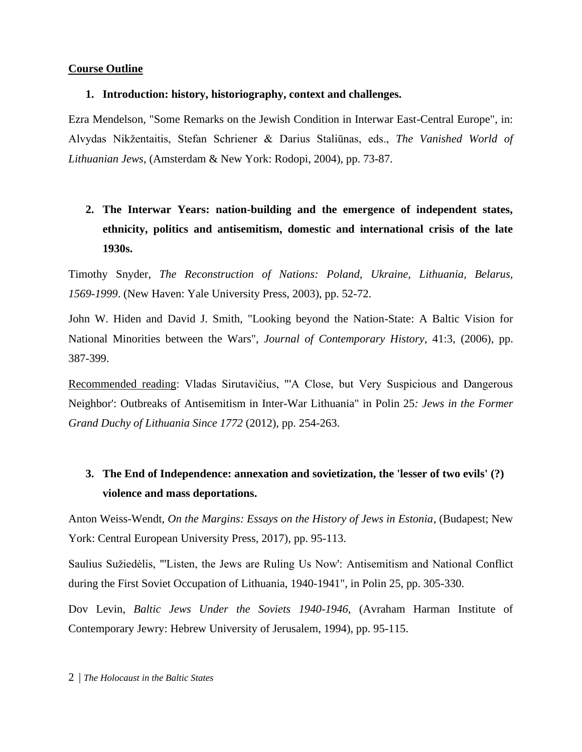**<u>Course Outline</u>**

1. **Introduction: history, historiography, context and challenges.**

Ezra Mendelson, "Some Remarks on the Jewish Condition in Interwar East-Central Europe", in: Alvydas Nikžentaitis, Stefan Schriener & Darius Staliūnas, eds., *The Vanished World of Lithuanian Jews*, (Amsterdam & New York: Rodopi, 2004), pp. 73-87.

2. **The Interwar Years: nation-building and the emergence of independent states, ethnicity, politics and antisemitism, domestic and international crisis of the late 1930s.**

Timothy Snyder, *The Reconstruction of Nations: Poland, Ukraine, Lithuania, Belarus, 1569-1999*. (New Haven: Yale University Press, 2003), pp. 52-72.

John W. Hiden and David J. Smith, "Looking beyond the Nation-State: A Baltic Vision for National Minorities between the Wars", *Journal of Contemporary History*, 41:3, (2006), pp. 387-399.

<u>Recommended reading</u>: Vladas Sirutavičius, "'A Close, but Very Suspicious and Dangerous Neighbor': Outbreaks of Antisemitism in Inter-War Lithuania" in Polin 25*: Jews in the Former Grand Duchy of Lithuania Since 1772* (2012), pp. 254-263.

3. **The End of Independence: annexation and sovietization, the 'lesser of two evils' (?) violence and mass deportations.**

Anton Weiss-Wendt, *On the Margins: Essays on the History of Jews in Estonia*, (Budapest; New York: Central European University Press, 2017), pp. 95-113.

Saulius Sužiedėlis, "'Listen, the Jews are Ruling Us Now': Antisemitism and National Conflict during the First Soviet Occupation of Lithuania, 1940-1941", in Polin 25, pp. 305-330.

Dov Levin, *Baltic Jews Under the Soviets 1940-1946*, (Avraham Harman Institute of Contemporary Jewry: Hebrew University of Jerusalem, 1994), pp. 95-115.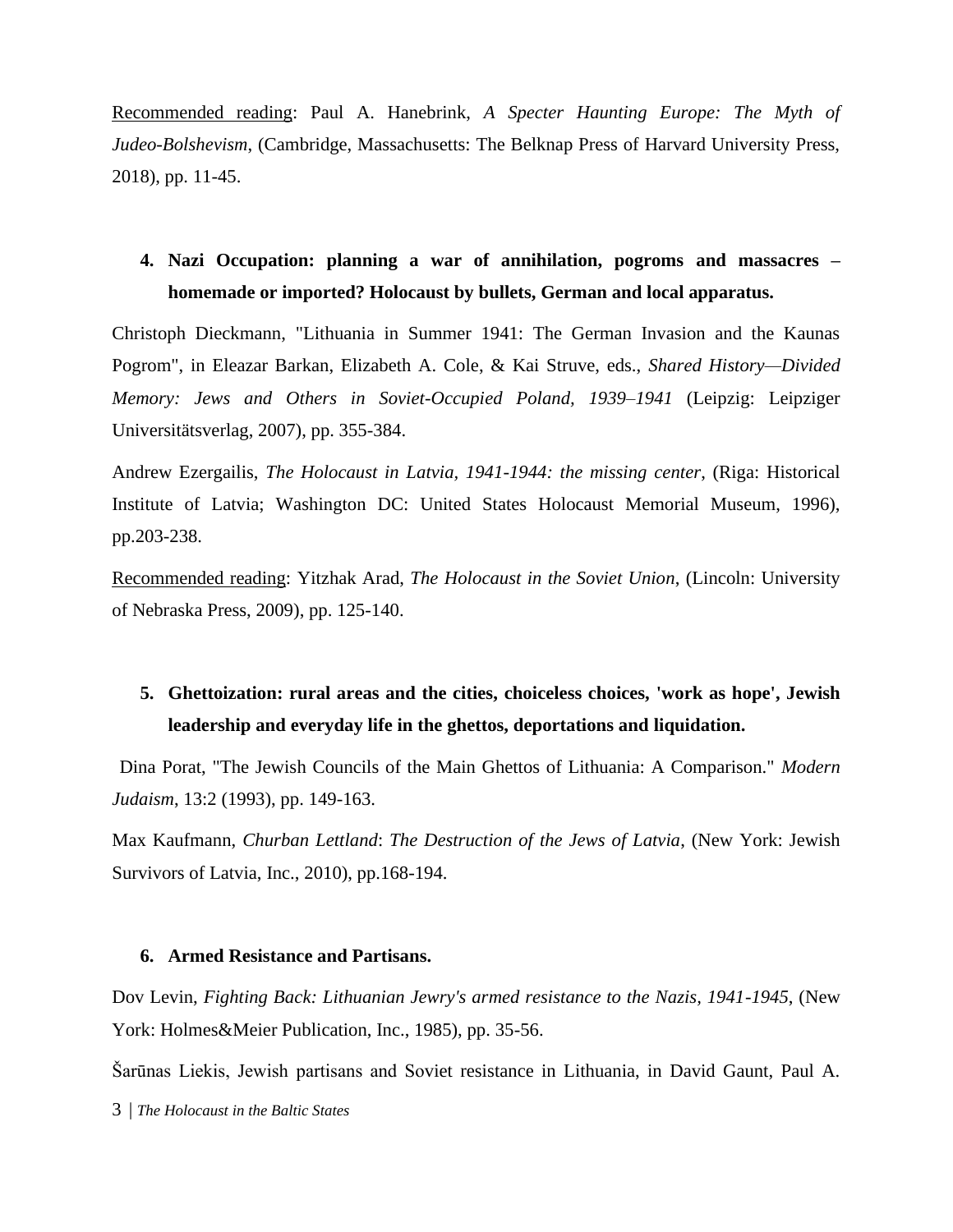<u>Recommended reading</u>: Paul A. Hanebrink, *A Specter Haunting Europe: The Myth of Judeo-Bolshevism*, (Cambridge, Massachusetts: The Belknap Press of Harvard University Press, 2018), pp. 11-45.

4. **Nazi Occupation: planning a war of annihilation, pogroms and massacres – homemade or imported? Holocaust by bullets, German and local apparatus.**

Christoph Dieckmann, "Lithuania in Summer 1941: The German Invasion and the Kaunas Pogrom", in Eleazar Barkan, Elizabeth A. Cole, & Kai Struve, eds., *Shared History—Divided Memory: Jews and Others in Soviet-Occupied Poland, 1939–1941* (Leipzig: Leipziger Universitätsverlag, 2007), pp. 355-384.

Andrew Ezergailis, *The Holocaust in Latvia, 1941-1944: the missing center*, (Riga: Historical Institute of Latvia; Washington DC: United States Holocaust Memorial Museum, 1996), pp.203-238.

<u>Recommended reading</u>: Yitzhak Arad, *The Holocaust in the Soviet Union*, (Lincoln: University of Nebraska Press, 2009), pp. 125-140.

5. **Ghettoization: rural areas and the cities, choiceless choices, 'work as hope', Jewish leadership and everyday life in the ghettos, deportations and liquidation.**

Dina Porat, "The Jewish Councils of the Main Ghettos of Lithuania: A Comparison." *Modern Judaism*, 13:2 (1993), pp. 149-163.

Max Kaufmann, *Churban Lettland*: *The Destruction of the Jews of Latvia*, (New York: Jewish Survivors of Latvia, Inc., 2010), pp.168-194.

6. **Armed Resistance and Partisans.**

Dov Levin, *Fighting Back: Lithuanian Jewry's armed resistance to the Nazis, 1941-1945*, (New York: Holmes&Meier Publication, Inc., 1985), pp. 35-56.

Šarūnas Liekis, Jewish partisans and Soviet resistance in Lithuania, in David Gaunt, Paul A.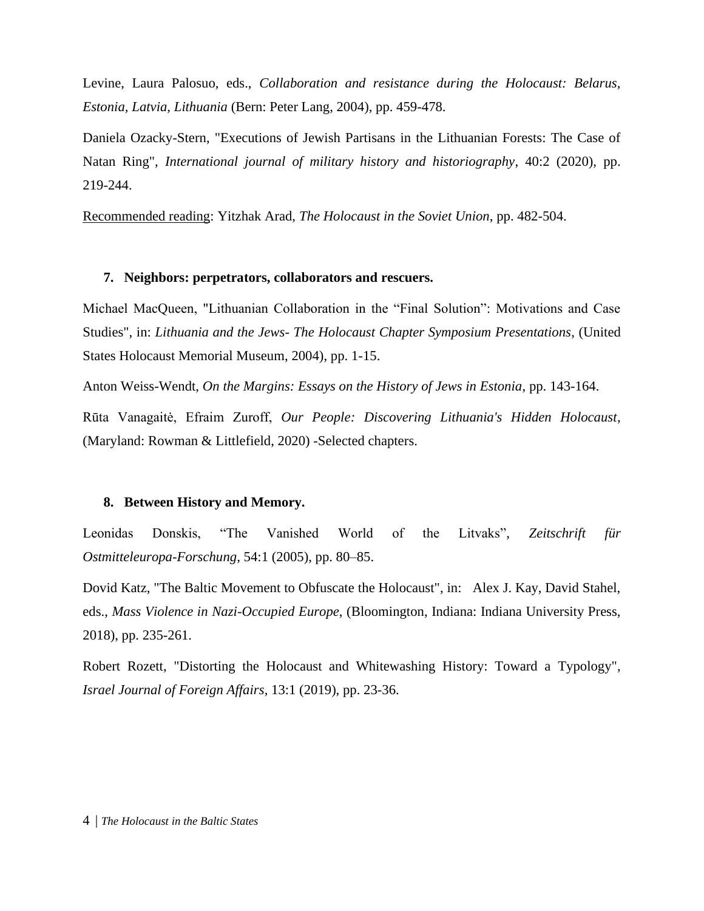Levine, Laura Palosuo, eds., *Collaboration and resistance during the Holocaust: Belarus, Estonia, Latvia, Lithuania* (Bern: Peter Lang, 2004), pp. 459-478.

Daniela Ozacky-Stern, "Executions of Jewish Partisans in the Lithuanian Forests: The Case of Natan Ring", *International journal of military history and historiography*, 40:2 (2020), pp. 219-244.

Recommended reading: Yitzhak Arad, *The Holocaust in the Soviet Union*, pp. 482-504.

### 7. Neighbors: perpetrators, collaborators and rescuers.

Michael MacQueen, "Lithuanian Collaboration in the "Final Solution": Motivations and Case Studies", in: *Lithuania and the Jews- The Holocaust Chapter Symposium Presentations*, (United States Holocaust Memorial Museum, 2004), pp. 1-15.

Anton Weiss-Wendt, *On the Margins: Essays on the History of Jews in Estonia*, pp. 143-164.

Rūta Vanagaitė, Efraim Zuroff, *Our People: Discovering Lithuania's Hidden Holocaust*, (Maryland: Rowman & Littlefield, 2020) -Selected chapters.

### 8. Between History and Memory.

Leonidas Donskis, "The Vanished World of the Litvaks", *Zeitschrift für Ostmitteleuropa-Forschung*, 54:1 (2005), pp. 80–85.

Dovid Katz, "The Baltic Movement to Obfuscate the Holocaust", in: Alex J. Kay, David Stahel, eds., *Mass Violence in Nazi-Occupied Europe*, (Bloomington, Indiana: Indiana University Press, 2018), pp. 235-261.

Robert Rozett, "Distorting the Holocaust and Whitewashing History: Toward a Typology", *Israel Journal of Foreign Affairs*, 13:1 (2019), pp. 23-36.